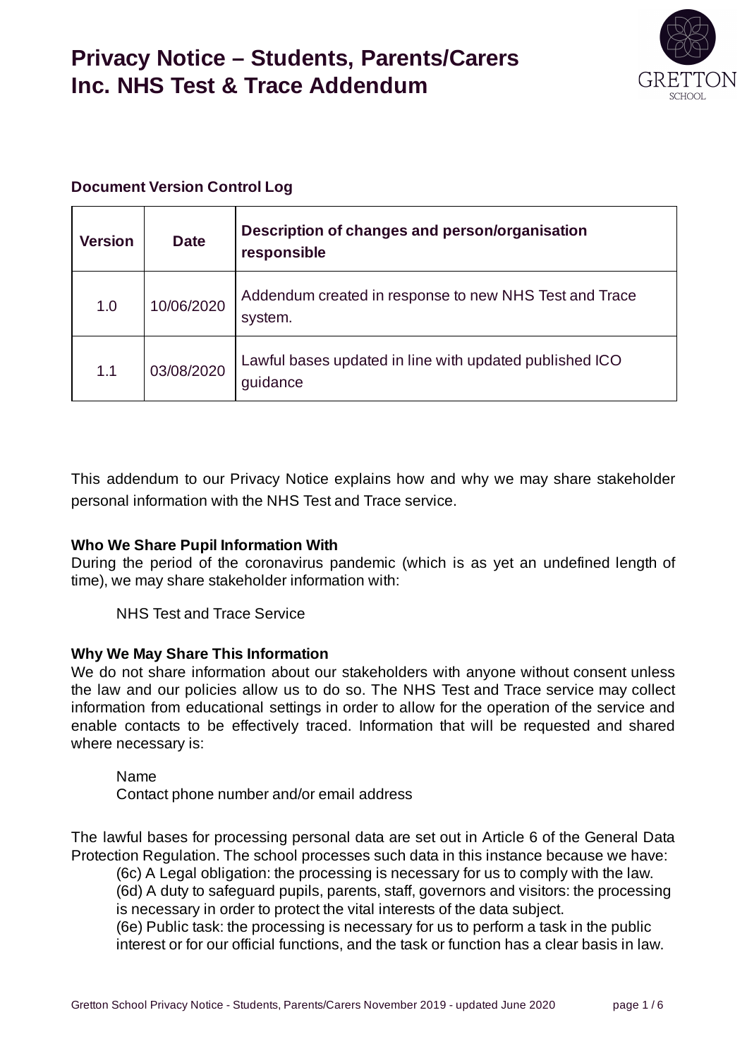# Privacy Notice – Students, Parents/Carers Inc. NHS Test & Trace Addendum

**Document Version Control Log**

| Version | Date | Description of changes and person/organisation responsible |
|---|---|---|
| 1.0 | 10/06/2020 | Addendum created in response to new NHS Test and Trace system. |
| 1.1 | 03/08/2020 | Lawful bases updated in line with updated published ICO guidance |

This addendum to our Privacy Notice explains how and why we may share stakeholder personal information with the NHS Test and Trace service.

**Who We Share Pupil Information With**

During the period of the coronavirus pandemic (which is as yet an undefined length of time), we may share stakeholder information with:

NHS Test and Trace Service

**Why We May Share This Information**

We do not share information about our stakeholders with anyone without consent unless the law and our policies allow us to do so. The NHS Test and Trace service may collect information from educational settings in order to allow for the operation of the service and enable contacts to be effectively traced. Information that will be requested and shared where necessary is:

Name
Contact phone number and/or email address

The lawful bases for processing personal data are set out in Article 6 of the General Data Protection Regulation. The school processes such data in this instance because we have:

(6c) A Legal obligation: the processing is necessary for us to comply with the law.
(6d) A duty to safeguard pupils, parents, staff, governors and visitors: the processing is necessary in order to protect the vital interests of the data subject.
(6e) Public task: the processing is necessary for us to perform a task in the public interest or for our official functions, and the task or function has a clear basis in law.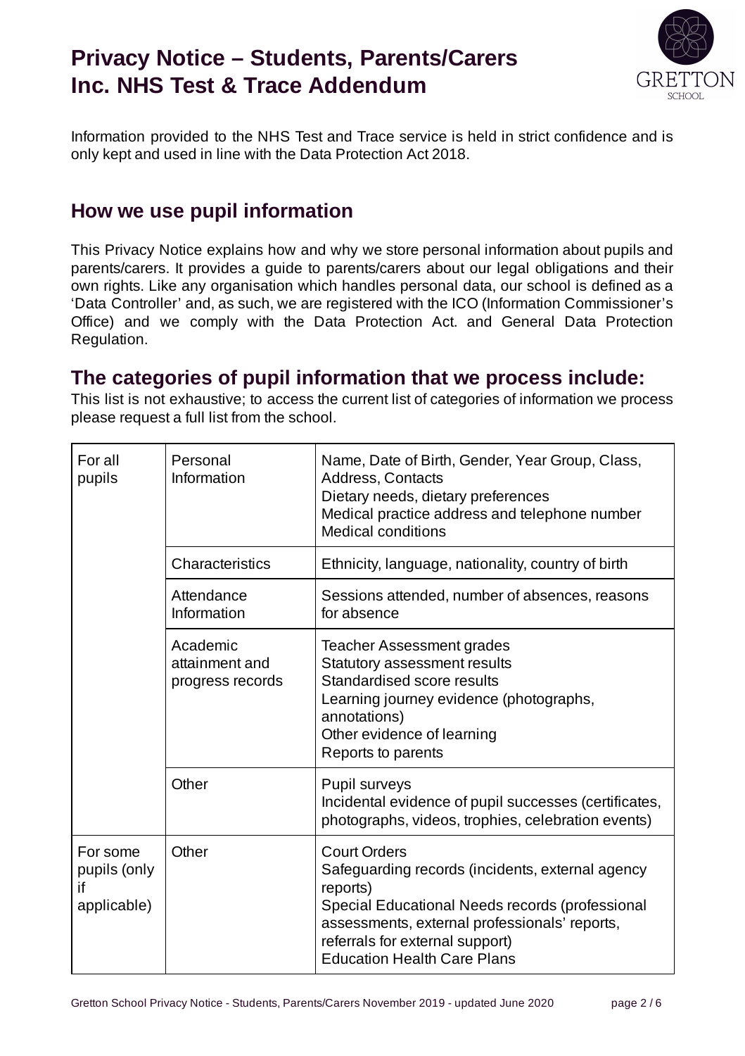Information provided to the NHS Test and Trace service is held in strict confidence and is only kept and used in line with the Data Protection Act 2018.

## How we use pupil information

This Privacy Notice explains how and why we store personal information about pupils and parents/carers. It provides a guide to parents/carers about our legal obligations and their own rights. Like any organisation which handles personal data, our school is defined as a 'Data Controller' and, as such, we are registered with the ICO (Information Commissioner's Office) and we comply with the Data Protection Act. and General Data Protection Regulation.

## The categories of pupil information that we process include:

This list is not exhaustive; to access the current list of categories of information we process please request a full list from the school.

| | | |
|---|---|---|
| For all pupils | Personal Information | Name, Date of Birth, Gender, Year Group, Class, Address, Contacts<br>Dietary needs, dietary preferences<br>Medical practice address and telephone number<br>Medical conditions |
| | Characteristics | Ethnicity, language, nationality, country of birth |
| | Attendance Information | Sessions attended, number of absences, reasons for absence |
| | Academic attainment and progress records | Teacher Assessment grades<br>Statutory assessment results<br>Standardised score results<br>Learning journey evidence (photographs, annotations)<br>Other evidence of learning<br>Reports to parents |
| | Other | Pupil surveys<br>Incidental evidence of pupil successes (certificates, photographs, videos, trophies, celebration events) |
| For some pupils (only if applicable) | Other | Court Orders<br>Safeguarding records (incidents, external agency reports)<br>Special Educational Needs records (professional assessments, external professionals' reports, referrals for external support)<br>Education Health Care Plans |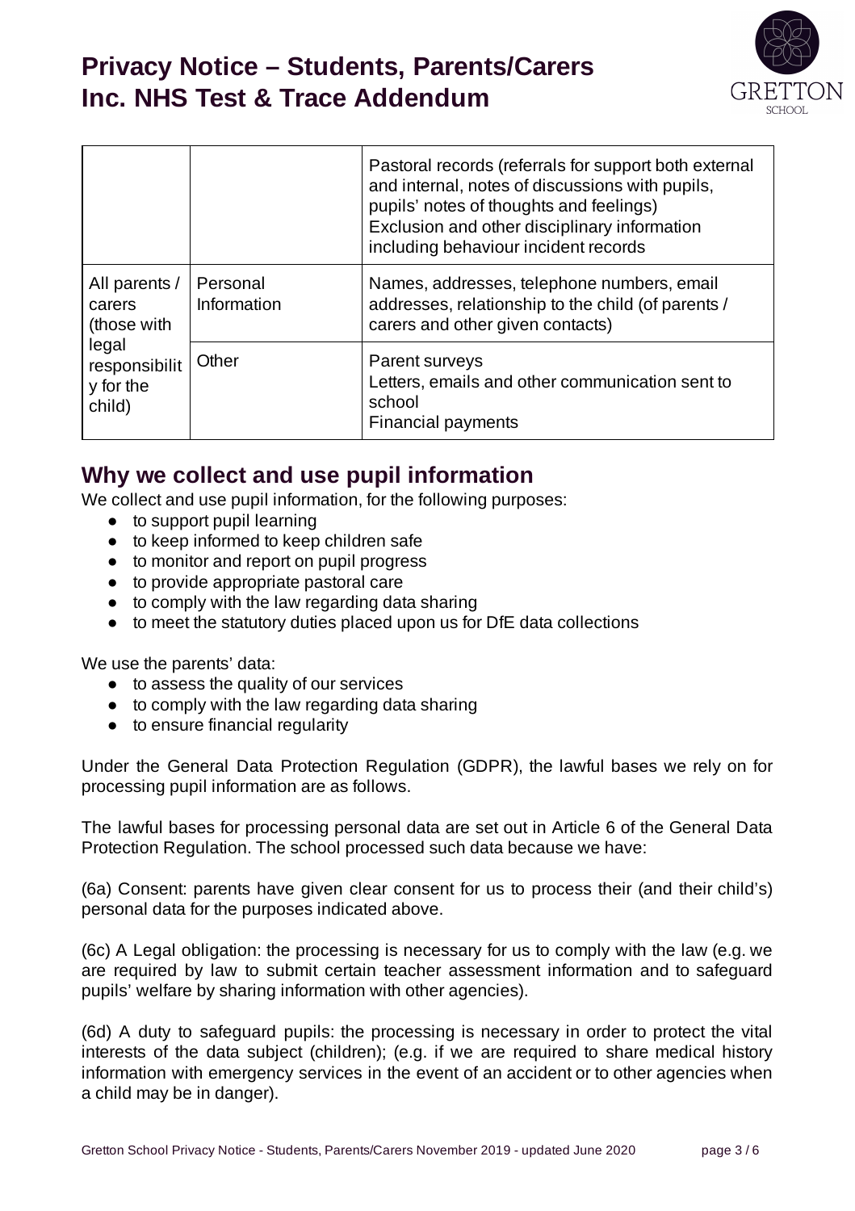| | | |
|---|---|---|
| | | Pastoral records (referrals for support both external and internal, notes of discussions with pupils, pupils' notes of thoughts and feelings)<br>Exclusion and other disciplinary information including behaviour incident records |
| All parents / carers (those with legal responsibility for the child) | Personal Information | Names, addresses, telephone numbers, email addresses, relationship to the child (of parents / carers and other given contacts) |
| | Other | Parent surveys<br>Letters, emails and other communication sent to school<br>Financial payments |

## Why we collect and use pupil information

We collect and use pupil information, for the following purposes:

- to support pupil learning
- to keep informed to keep children safe
- to monitor and report on pupil progress
- to provide appropriate pastoral care
- to comply with the law regarding data sharing
- to meet the statutory duties placed upon us for DfE data collections

We use the parents' data:

- to assess the quality of our services
- to comply with the law regarding data sharing
- to ensure financial regularity

Under the General Data Protection Regulation (GDPR), the lawful bases we rely on for processing pupil information are as follows.

The lawful bases for processing personal data are set out in Article 6 of the General Data Protection Regulation. The school processed such data because we have:

(6a) Consent: parents have given clear consent for us to process their (and their child's) personal data for the purposes indicated above.

(6c) A Legal obligation: the processing is necessary for us to comply with the law (e.g. we are required by law to submit certain teacher assessment information and to safeguard pupils' welfare by sharing information with other agencies).

(6d) A duty to safeguard pupils: the processing is necessary in order to protect the vital interests of the data subject (children); (e.g. if we are required to share medical history information with emergency services in the event of an accident or to other agencies when a child may be in danger).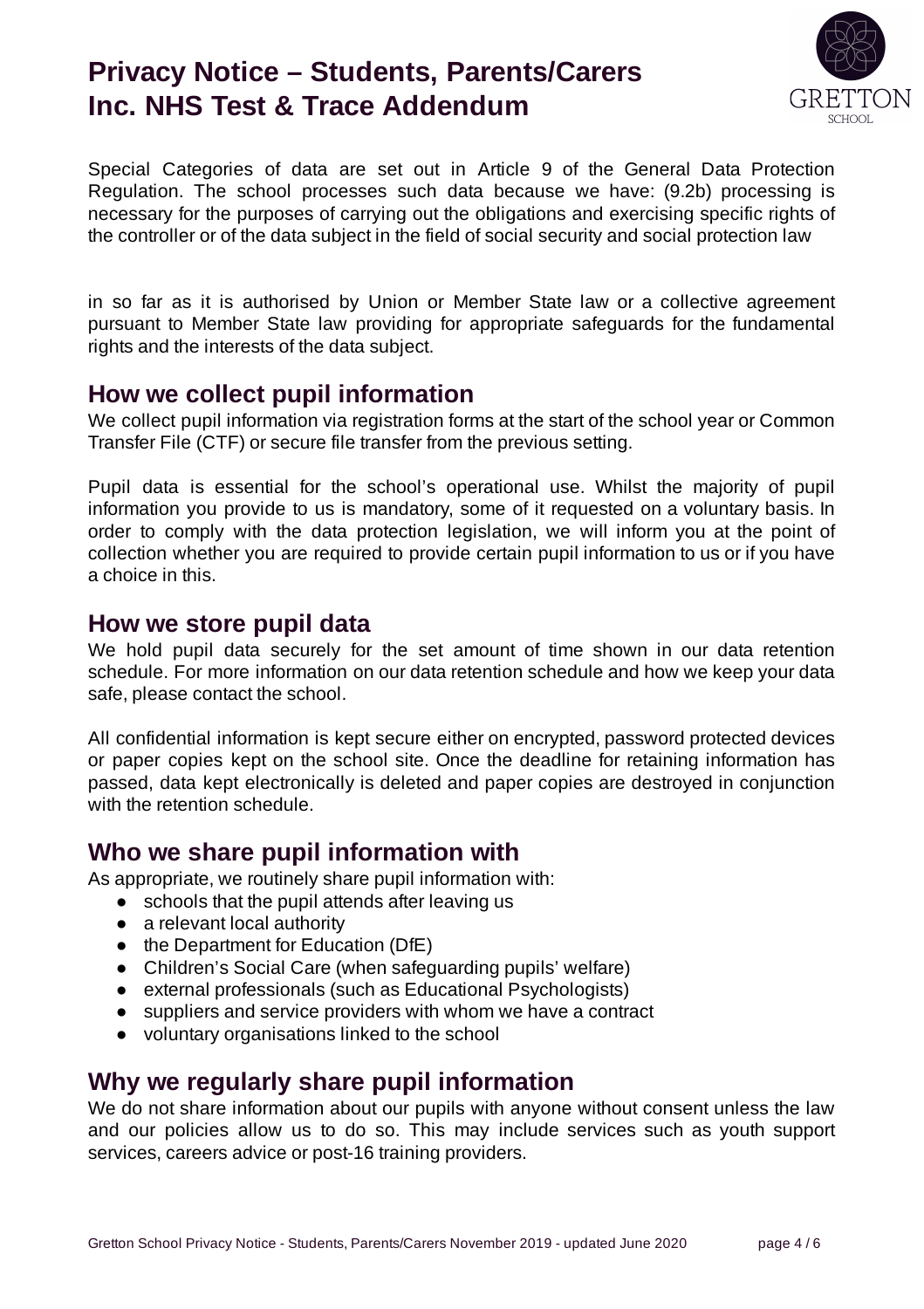Special Categories of data are set out in Article 9 of the General Data Protection Regulation. The school processes such data because we have: (9.2b) processing is necessary for the purposes of carrying out the obligations and exercising specific rights of the controller or of the data subject in the field of social security and social protection law

in so far as it is authorised by Union or Member State law or a collective agreement pursuant to Member State law providing for appropriate safeguards for the fundamental rights and the interests of the data subject.

## How we collect pupil information

We collect pupil information via registration forms at the start of the school year or Common Transfer File (CTF) or secure file transfer from the previous setting.

Pupil data is essential for the school's operational use. Whilst the majority of pupil information you provide to us is mandatory, some of it requested on a voluntary basis. In order to comply with the data protection legislation, we will inform you at the point of collection whether you are required to provide certain pupil information to us or if you have a choice in this.

## How we store pupil data

We hold pupil data securely for the set amount of time shown in our data retention schedule. For more information on our data retention schedule and how we keep your data safe, please contact the school.

All confidential information is kept secure either on encrypted, password protected devices or paper copies kept on the school site. Once the deadline for retaining information has passed, data kept electronically is deleted and paper copies are destroyed in conjunction with the retention schedule.

## Who we share pupil information with

As appropriate, we routinely share pupil information with:

- schools that the pupil attends after leaving us
- a relevant local authority
- the Department for Education (DfE)
- Children's Social Care (when safeguarding pupils' welfare)
- external professionals (such as Educational Psychologists)
- suppliers and service providers with whom we have a contract
- voluntary organisations linked to the school

## Why we regularly share pupil information

We do not share information about our pupils with anyone without consent unless the law and our policies allow us to do so. This may include services such as youth support services, careers advice or post-16 training providers.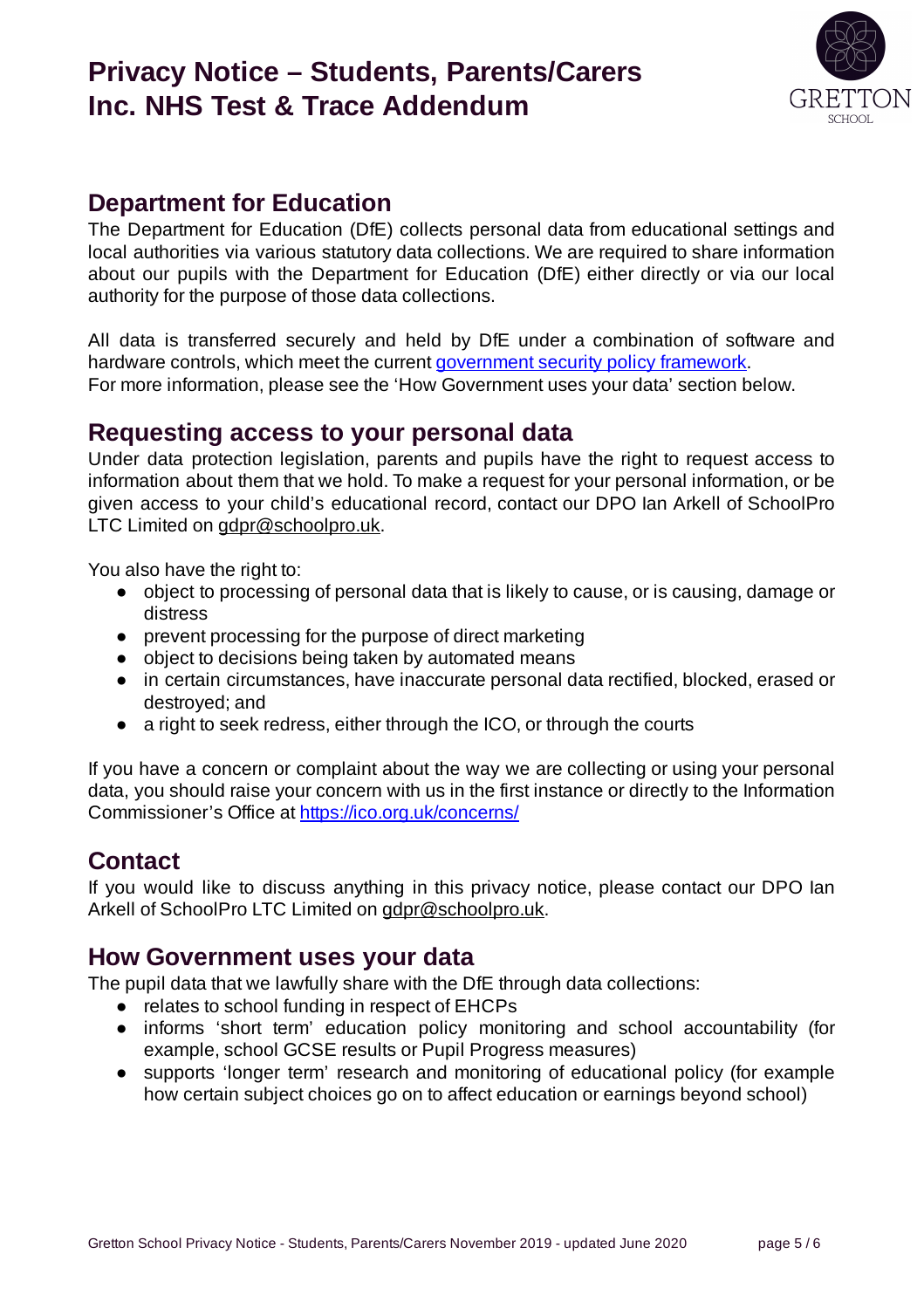## Department for Education

The Department for Education (DfE) collects personal data from educational settings and local authorities via various statutory data collections. We are required to share information about our pupils with the Department for Education (DfE) either directly or via our local authority for the purpose of those data collections.

All data is transferred securely and held by DfE under a combination of software and hardware controls, which meet the current [government security policy framework](government security policy framework).
For more information, please see the 'How Government uses your data' section below.

## Requesting access to your personal data

Under data protection legislation, parents and pupils have the right to request access to information about them that we hold. To make a request for your personal information, or be given access to your child's educational record, contact our DPO Ian Arkell of SchoolPro LTC Limited on gdpr@schoolpro.uk.

You also have the right to:

- object to processing of personal data that is likely to cause, or is causing, damage or distress
- prevent processing for the purpose of direct marketing
- object to decisions being taken by automated means
- in certain circumstances, have inaccurate personal data rectified, blocked, erased or destroyed; and
- a right to seek redress, either through the ICO, or through the courts

If you have a concern or complaint about the way we are collecting or using your personal data, you should raise your concern with us in the first instance or directly to the Information Commissioner's Office at https://ico.org.uk/concerns/

## Contact

If you would like to discuss anything in this privacy notice, please contact our DPO Ian Arkell of SchoolPro LTC Limited on gdpr@schoolpro.uk.

## How Government uses your data

The pupil data that we lawfully share with the DfE through data collections:

- relates to school funding in respect of EHCPs
- informs 'short term' education policy monitoring and school accountability (for example, school GCSE results or Pupil Progress measures)
- supports 'longer term' research and monitoring of educational policy (for example how certain subject choices go on to affect education or earnings beyond school)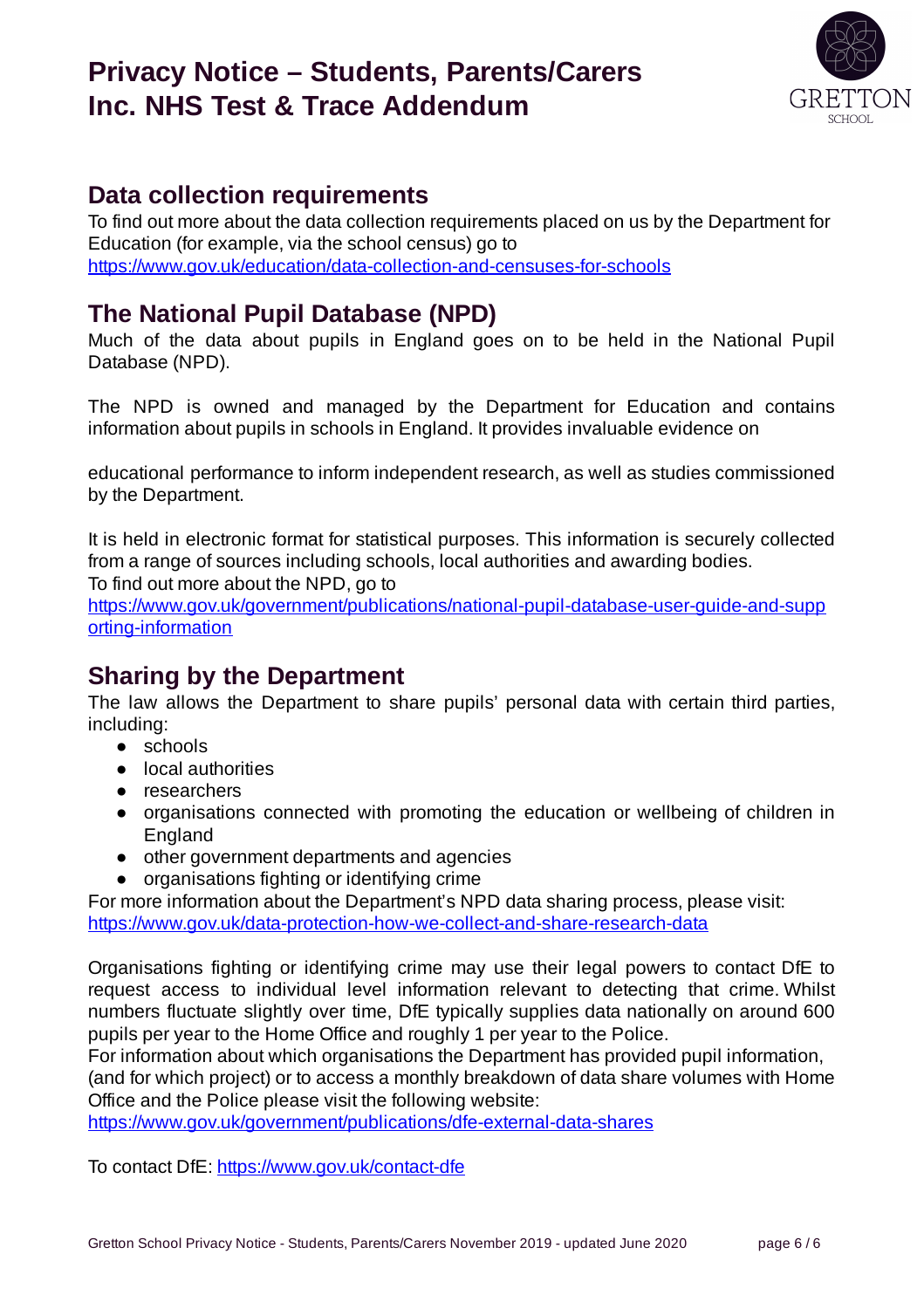# Privacy Notice – Students, Parents/Carers Inc. NHS Test & Trace Addendum

## Data collection requirements

To find out more about the data collection requirements placed on us by the Department for Education (for example, via the school census) go to https://www.gov.uk/education/data-collection-and-censuses-for-schools

## The National Pupil Database (NPD)

Much of the data about pupils in England goes on to be held in the National Pupil Database (NPD).

The NPD is owned and managed by the Department for Education and contains information about pupils in schools in England. It provides invaluable evidence on

educational performance to inform independent research, as well as studies commissioned by the Department.

It is held in electronic format for statistical purposes. This information is securely collected from a range of sources including schools, local authorities and awarding bodies.
To find out more about the NPD, go to https://www.gov.uk/government/publications/national-pupil-database-user-guide-and-supporting-information

## Sharing by the Department

The law allows the Department to share pupils' personal data with certain third parties, including:

- schools
- local authorities
- researchers
- organisations connected with promoting the education or wellbeing of children in England
- other government departments and agencies
- organisations fighting or identifying crime

For more information about the Department's NPD data sharing process, please visit: https://www.gov.uk/data-protection-how-we-collect-and-share-research-data

Organisations fighting or identifying crime may use their legal powers to contact DfE to request access to individual level information relevant to detecting that crime. Whilst numbers fluctuate slightly over time, DfE typically supplies data nationally on around 600 pupils per year to the Home Office and roughly 1 per year to the Police.
For information about which organisations the Department has provided pupil information, (and for which project) or to access a monthly breakdown of data share volumes with Home Office and the Police please visit the following website: https://www.gov.uk/government/publications/dfe-external-data-shares

To contact DfE: https://www.gov.uk/contact-dfe